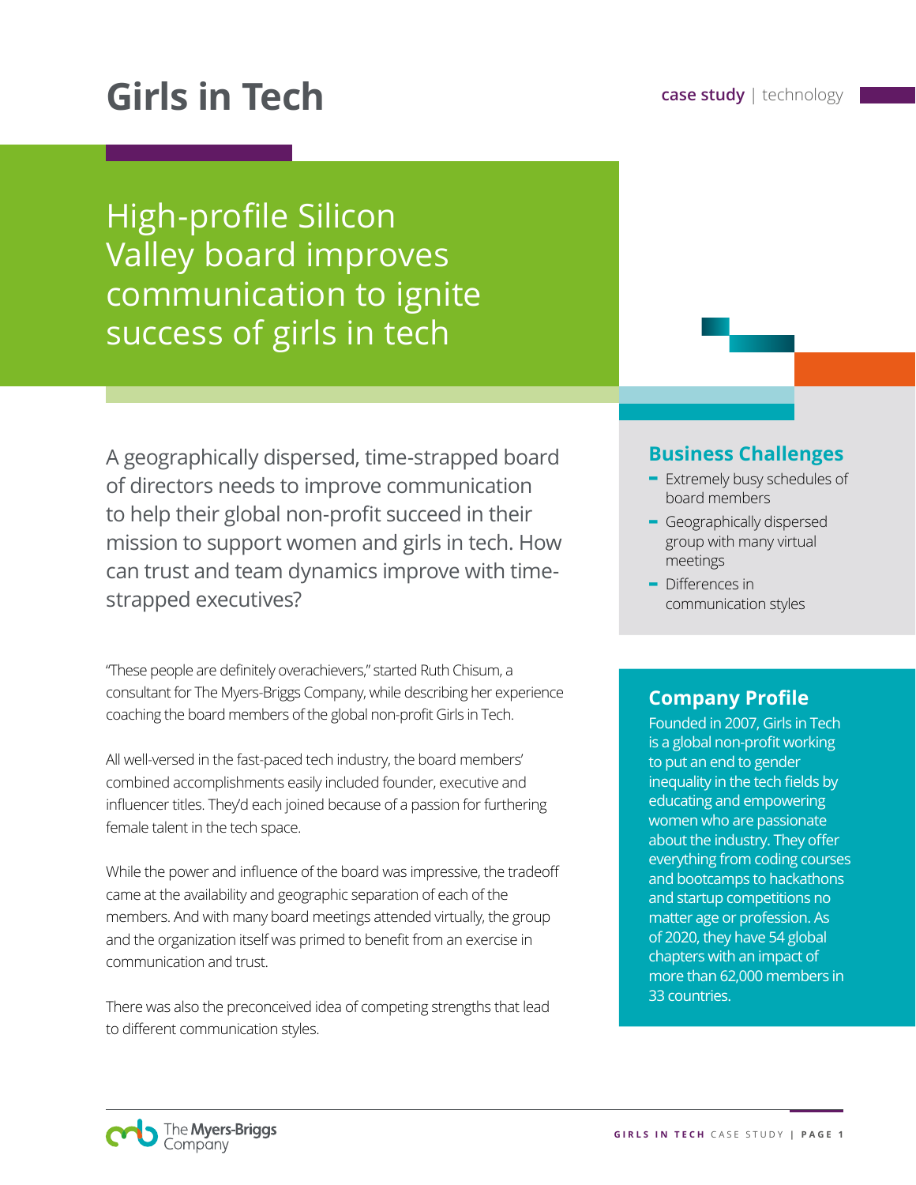# Girls in Tech

**case study** | technology

## High-profile Silicon Valley board improves communication to ignite success of girls in tech

A geographically dispersed, time-strapped board of directors needs to improve communication to help their global non-profit succeed in their mission to support women and girls in tech. How can trust and team dynamics improve with time-strapped executives?

"These people are definitely overachievers," started Ruth Chisum, a consultant for The Myers-Briggs Company, while describing her experience coaching the board members of the global non-profit Girls in Tech.

All well-versed in the fast-paced tech industry, the board members' combined accomplishments easily included founder, executive and influencer titles. They'd each joined because of a passion for furthering female talent in the tech space.

While the power and influence of the board was impressive, the tradeoff came at the availability and geographic separation of each of the members. And with many board meetings attended virtually, the group and the organization itself was primed to benefit from an exercise in communication and trust.

There was also the preconceived idea of competing strengths that lead to different communication styles.

### Business Challenges

- Extremely busy schedules of board members
- Geographically dispersed group with many virtual meetings
- Differences in communication styles

### Company Profile

Founded in 2007, Girls in Tech is a global non-profit working to put an end to gender inequality in the tech fields by educating and empowering women who are passionate about the industry. They offer everything from coding courses and bootcamps to hackathons and startup competitions no matter age or profession. As of 2020, they have 54 global chapters with an impact of more than 62,000 members in 33 countries.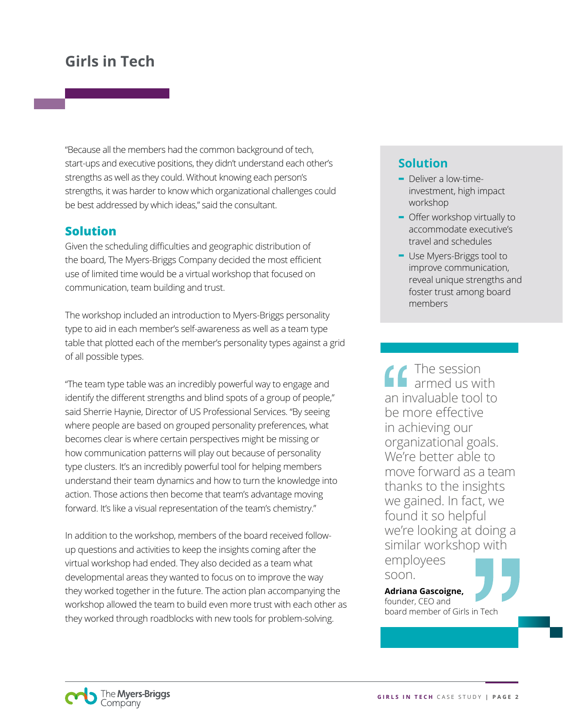## Girls in Tech

"Because all the members had the common background of tech, start-ups and executive positions, they didn't understand each other's strengths as well as they could. Without knowing each person's strengths, it was harder to know which organizational challenges could be best addressed by which ideas," said the consultant.

### Solution

Given the scheduling difficulties and geographic distribution of the board, The Myers-Briggs Company decided the most efficient use of limited time would be a virtual workshop that focused on communication, team building and trust.

The workshop included an introduction to Myers-Briggs personality type to aid in each member's self-awareness as well as a team type table that plotted each of the member's personality types against a grid of all possible types.

"The team type table was an incredibly powerful way to engage and identify the different strengths and blind spots of a group of people," said Sherrie Haynie, Director of US Professional Services. "By seeing where people are based on grouped personality preferences, what becomes clear is where certain perspectives might be missing or how communication patterns will play out because of personality type clusters. It's an incredibly powerful tool for helping members understand their team dynamics and how to turn the knowledge into action. Those actions then become that team's advantage moving forward. It's like a visual representation of the team's chemistry."

In addition to the workshop, members of the board received follow-up questions and activities to keep the insights coming after the virtual workshop had ended. They also decided as a team what developmental areas they wanted to focus on to improve the way they worked together in the future. The action plan accompanying the workshop allowed the team to build even more trust with each other as they worked through roadblocks with new tools for problem-solving.

### Solution

- Deliver a low-time-investment, high impact workshop
- Offer workshop virtually to accommodate executive's travel and schedules
- Use Myers-Briggs tool to improve communication, reveal unique strengths and foster trust among board members

> "The session armed us with an invaluable tool to be more effective in achieving our organizational goals. We're better able to move forward as a team thanks to the insights we gained. In fact, we found it so helpful we're looking at doing a similar workshop with employees soon."
>
> **Adriana Gascoigne,** founder, CEO and board member of Girls in Tech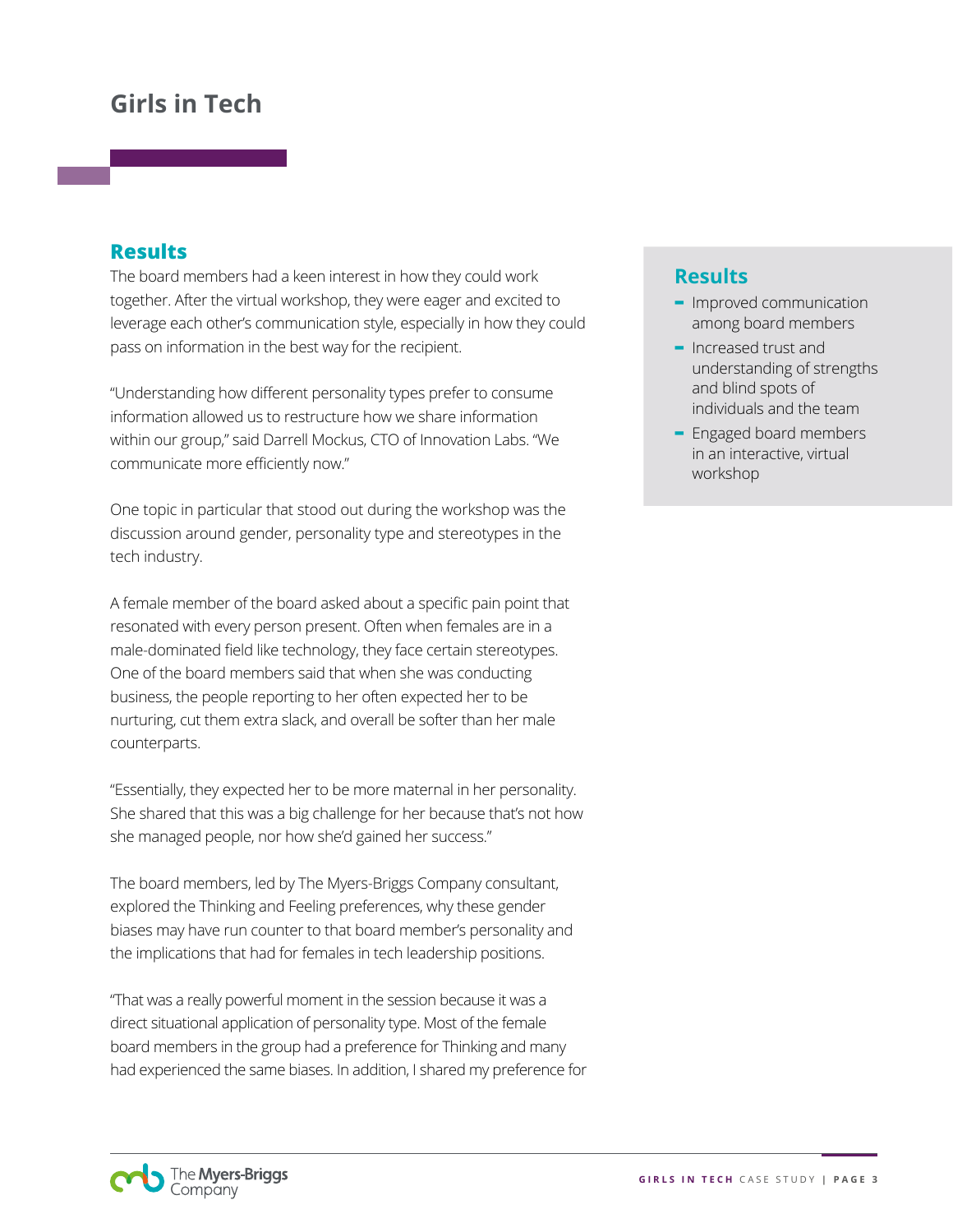# Girls in Tech

## Results

The board members had a keen interest in how they could work together. After the virtual workshop, they were eager and excited to leverage each other's communication style, especially in how they could pass on information in the best way for the recipient.

"Understanding how different personality types prefer to consume information allowed us to restructure how we share information within our group," said Darrell Mockus, CTO of Innovation Labs. "We communicate more efficiently now."

One topic in particular that stood out during the workshop was the discussion around gender, personality type and stereotypes in the tech industry.

A female member of the board asked about a specific pain point that resonated with every person present. Often when females are in a male-dominated field like technology, they face certain stereotypes. One of the board members said that when she was conducting business, the people reporting to her often expected her to be nurturing, cut them extra slack, and overall be softer than her male counterparts.

"Essentially, they expected her to be more maternal in her personality. She shared that this was a big challenge for her because that's not how she managed people, nor how she'd gained her success."

The board members, led by The Myers-Briggs Company consultant, explored the Thinking and Feeling preferences, why these gender biases may have run counter to that board member's personality and the implications that had for females in tech leadership positions.

"That was a really powerful moment in the session because it was a direct situational application of personality type. Most of the female board members in the group had a preference for Thinking and many had experienced the same biases. In addition, I shared my preference for

## Results

- Improved communication among board members
- Increased trust and understanding of strengths and blind spots of individuals and the team
- Engaged board members in an interactive, virtual workshop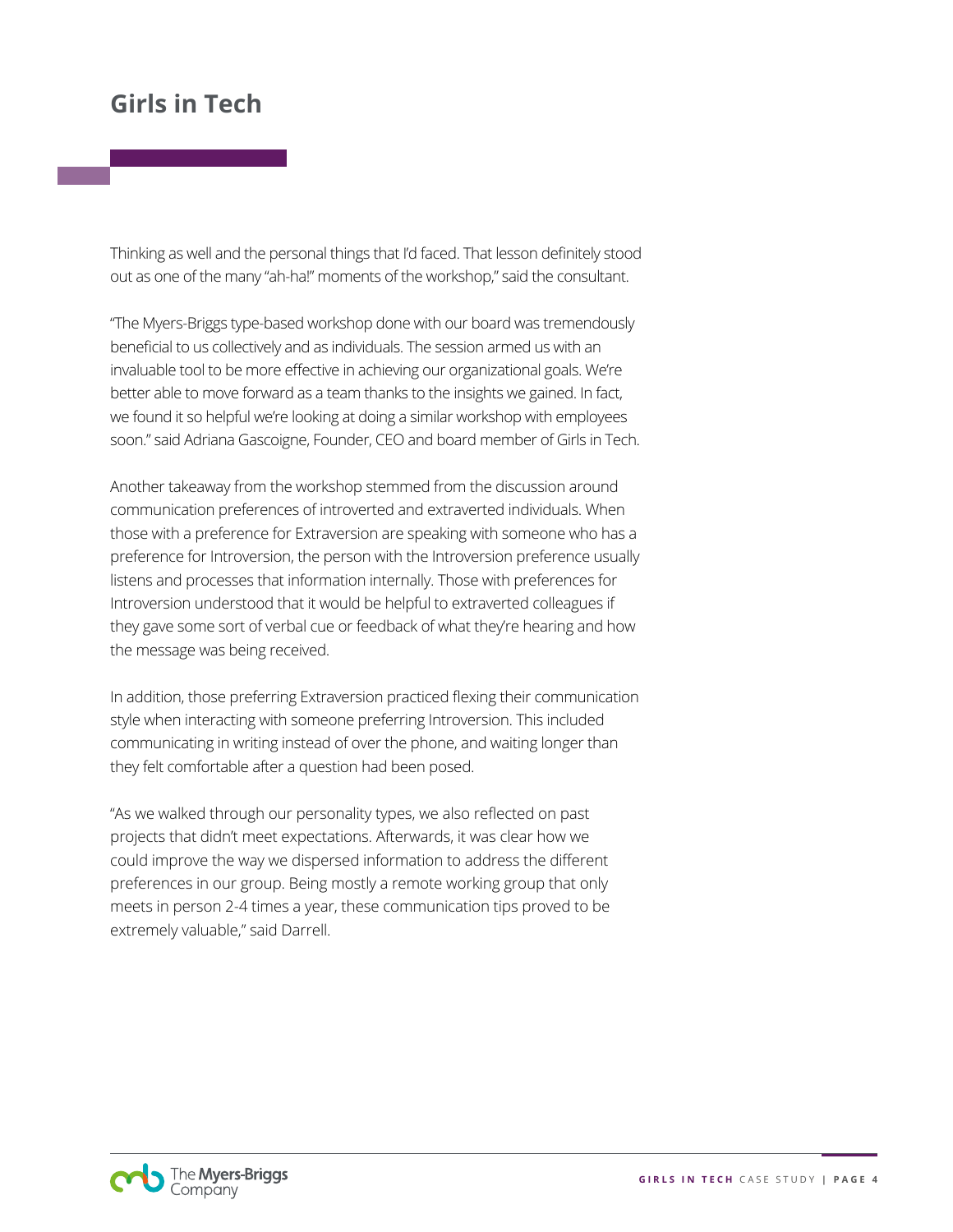Thinking as well and the personal things that I'd faced. That lesson definitely stood out as one of the many "ah-ha!" moments of the workshop," said the consultant.

"The Myers-Briggs type-based workshop done with our board was tremendously beneficial to us collectively and as individuals. The session armed us with an invaluable tool to be more effective in achieving our organizational goals. We're better able to move forward as a team thanks to the insights we gained. In fact, we found it so helpful we're looking at doing a similar workshop with employees soon." said Adriana Gascoigne, Founder, CEO and board member of Girls in Tech.

Another takeaway from the workshop stemmed from the discussion around communication preferences of introverted and extraverted individuals. When those with a preference for Extraversion are speaking with someone who has a preference for Introversion, the person with the Introversion preference usually listens and processes that information internally. Those with preferences for Introversion understood that it would be helpful to extraverted colleagues if they gave some sort of verbal cue or feedback of what they're hearing and how the message was being received.

In addition, those preferring Extraversion practiced flexing their communication style when interacting with someone preferring Introversion. This included communicating in writing instead of over the phone, and waiting longer than they felt comfortable after a question had been posed.

"As we walked through our personality types, we also reflected on past projects that didn't meet expectations. Afterwards, it was clear how we could improve the way we dispersed information to address the different preferences in our group. Being mostly a remote working group that only meets in person 2-4 times a year, these communication tips proved to be extremely valuable," said Darrell.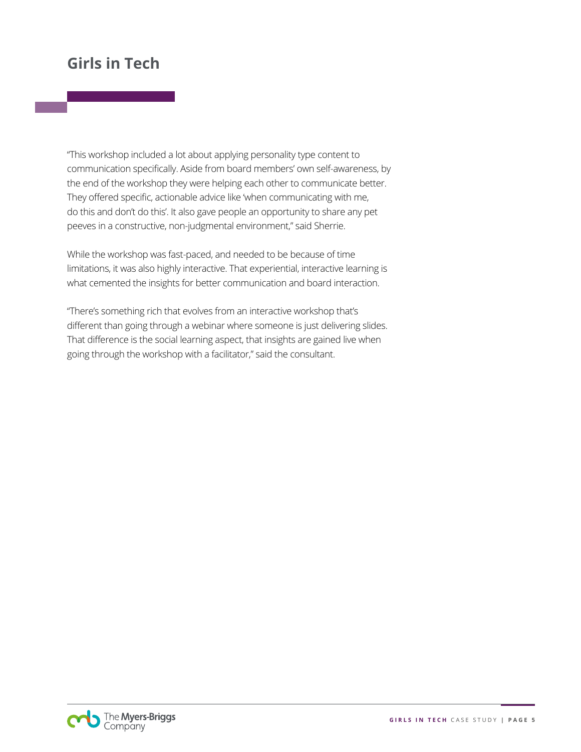## Girls in Tech

"This workshop included a lot about applying personality type content to communication specifically. Aside from board members' own self-awareness, by the end of the workshop they were helping each other to communicate better. They offered specific, actionable advice like 'when communicating with me, do this and don't do this'. It also gave people an opportunity to share any pet peeves in a constructive, non-judgmental environment," said Sherrie.

While the workshop was fast-paced, and needed to be because of time limitations, it was also highly interactive. That experiential, interactive learning is what cemented the insights for better communication and board interaction.

"There's something rich that evolves from an interactive workshop that's different than going through a webinar where someone is just delivering slides. That difference is the social learning aspect, that insights are gained live when going through the workshop with a facilitator," said the consultant.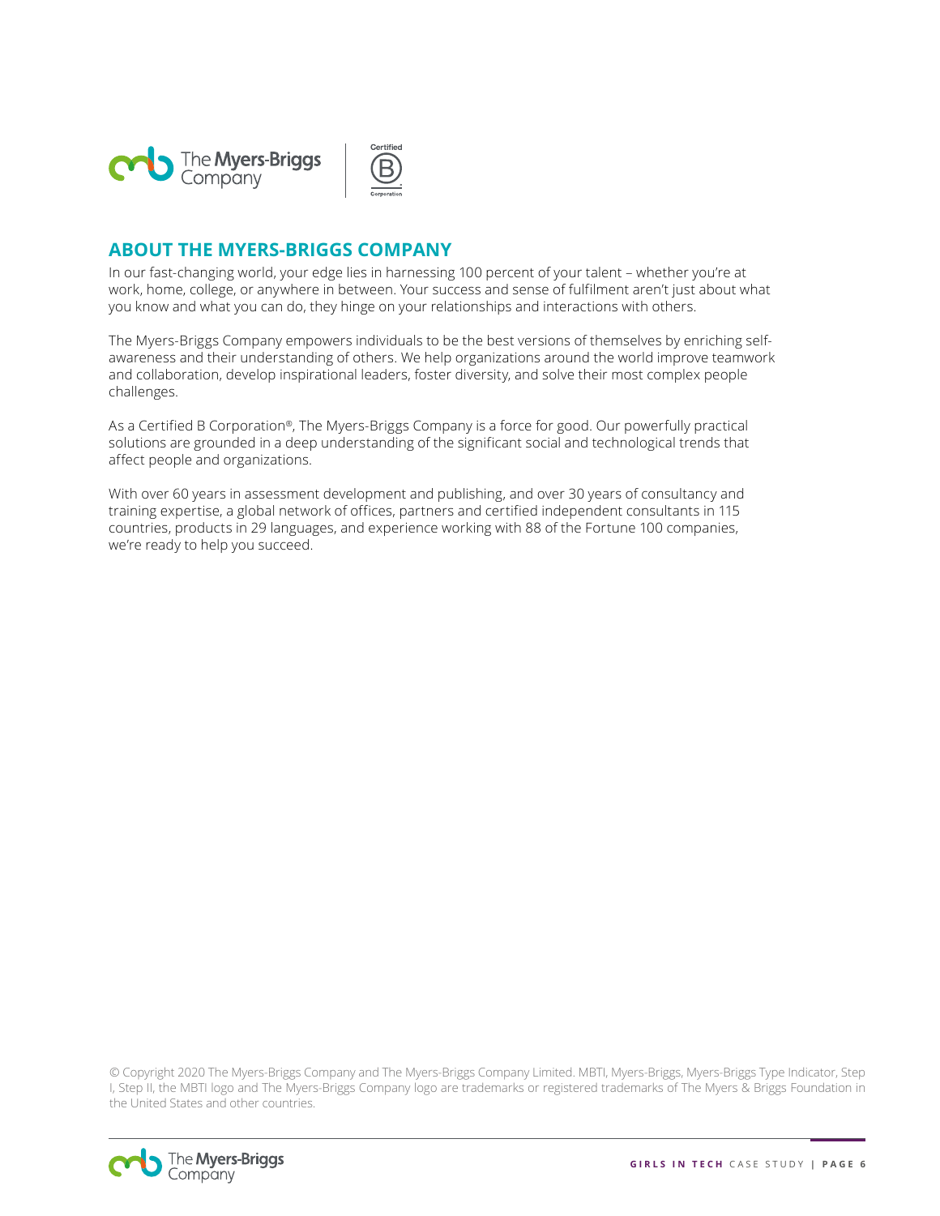## ABOUT THE MYERS-BRIGGS COMPANY

In our fast-changing world, your edge lies in harnessing 100 percent of your talent – whether you're at work, home, college, or anywhere in between. Your success and sense of fulfilment aren't just about what you know and what you can do, they hinge on your relationships and interactions with others.

The Myers-Briggs Company empowers individuals to be the best versions of themselves by enriching self-awareness and their understanding of others. We help organizations around the world improve teamwork and collaboration, develop inspirational leaders, foster diversity, and solve their most complex people challenges.

As a Certified B Corporation®, The Myers-Briggs Company is a force for good. Our powerfully practical solutions are grounded in a deep understanding of the significant social and technological trends that affect people and organizations.

With over 60 years in assessment development and publishing, and over 30 years of consultancy and training expertise, a global network of offices, partners and certified independent consultants in 115 countries, products in 29 languages, and experience working with 88 of the Fortune 100 companies, we're ready to help you succeed.

© Copyright 2020 The Myers-Briggs Company and The Myers-Briggs Company Limited. MBTI, Myers-Briggs, Myers-Briggs Type Indicator, Step I, Step II, the MBTI logo and The Myers-Briggs Company logo are trademarks or registered trademarks of The Myers & Briggs Foundation in the United States and other countries.